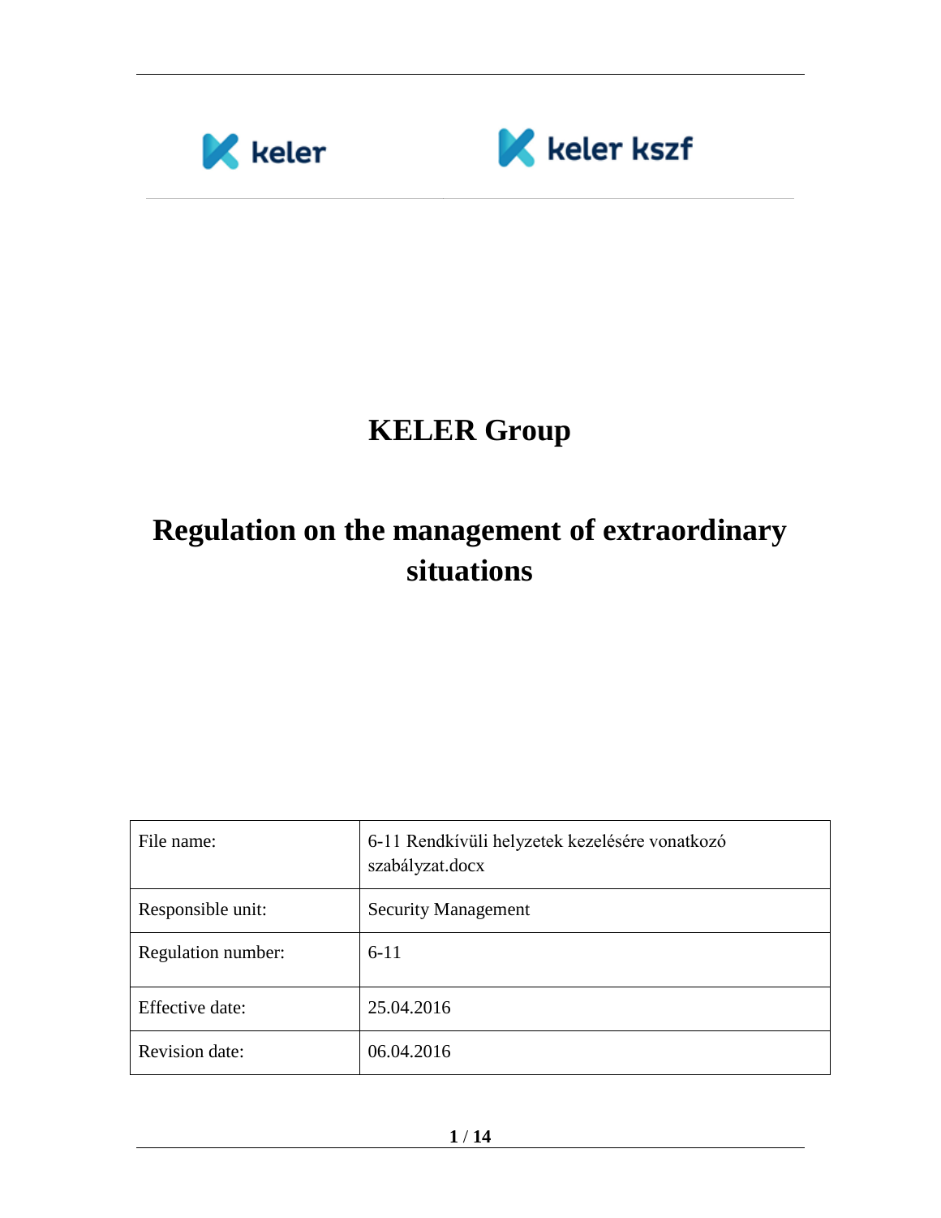keler    keler kszf

# KELER Group

# Regulation on the management of extraordinary situations

| File name: | 6-11 Rendkívüli helyzetek kezelésére vonatkozó szabályzat.docx |
|---|---|
| Responsible unit: | Security Management |
| Regulation number: | 6-11 |
| Effective date: | 25.04.2016 |
| Revision date: | 06.04.2016 |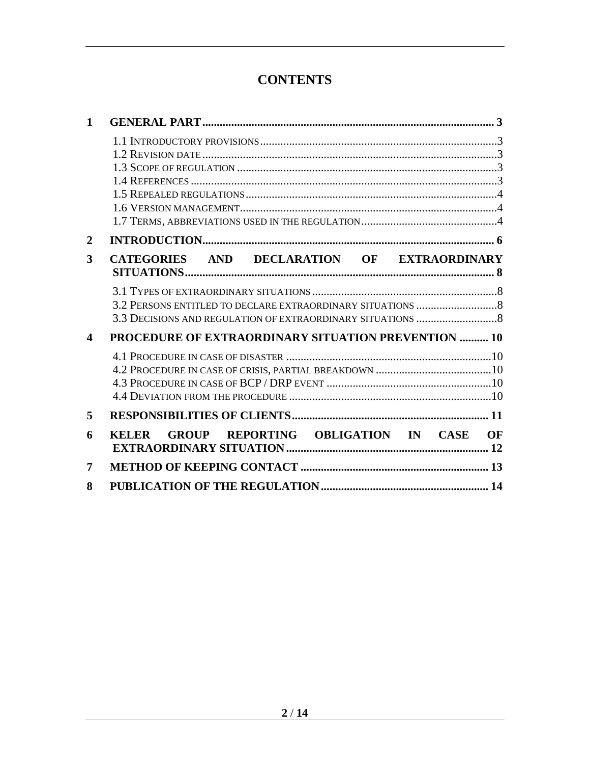# CONTENTS

| | | |
|---|---|---|
| **1** | **GENERAL PART** | **3** |
| | 1.1 Introductory provisions | 3 |
| | 1.2 Revision date | 3 |
| | 1.3 Scope of regulation | 3 |
| | 1.4 References | 3 |
| | 1.5 Repealed regulations | 4 |
| | 1.6 Version management | 4 |
| | 1.7 Terms, abbreviations used in the regulation | 4 |
| **2** | **INTRODUCTION** | **6** |
| **3** | **CATEGORIES AND DECLARATION OF EXTRAORDINARY SITUATIONS** | **8** |
| | 3.1 Types of extraordinary situations | 8 |
| | 3.2 Persons entitled to declare extraordinary situations | 8 |
| | 3.3 Decisions and regulation of extraordinary situations | 8 |
| **4** | **PROCEDURE OF EXTRAORDINARY SITUATION PREVENTION** | **10** |
| | 4.1 Procedure in case of disaster | 10 |
| | 4.2 Procedure in case of crisis, partial breakdown | 10 |
| | 4.3 Procedure in case of BCP / DRP event | 10 |
| | 4.4 Deviation from the procedure | 10 |
| **5** | **RESPONSIBILITIES OF CLIENTS** | **11** |
| **6** | **KELER GROUP REPORTING OBLIGATION IN CASE OF EXTRAORDINARY SITUATION** | **12** |
| **7** | **METHOD OF KEEPING CONTACT** | **13** |
| **8** | **PUBLICATION OF THE REGULATION** | **14** |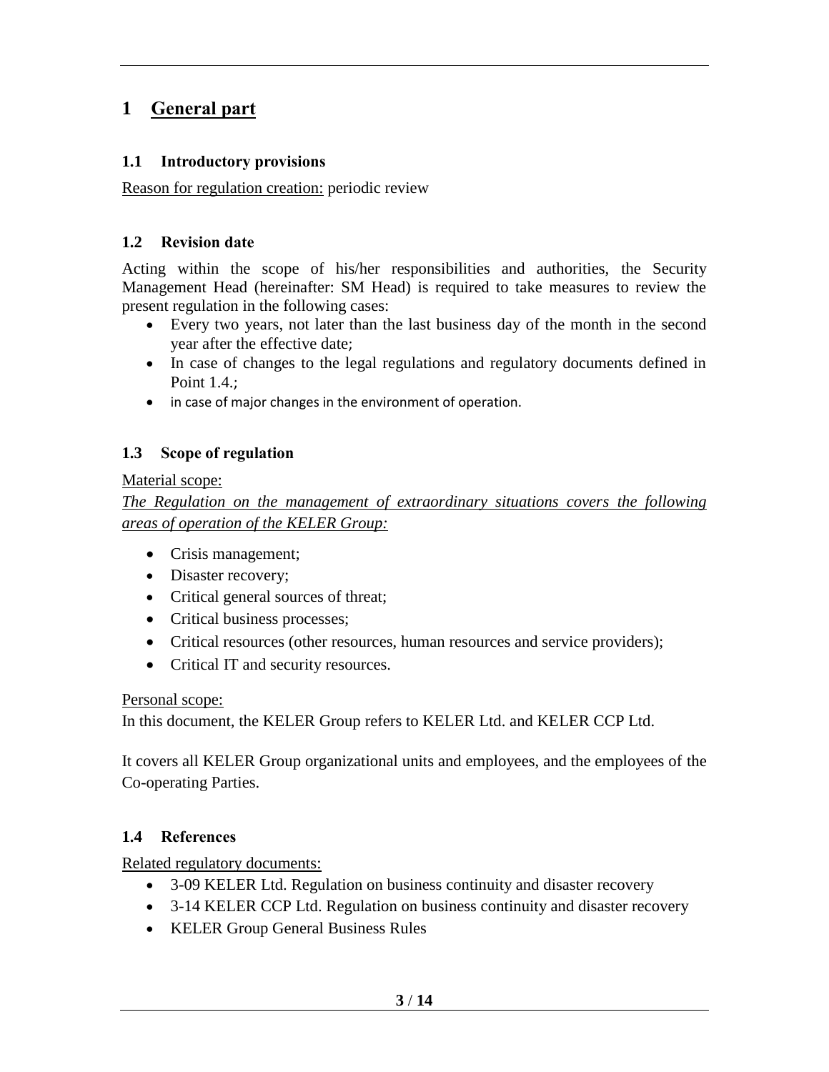# 1 General part

## 1.1 Introductory provisions

Reason for regulation creation: periodic review

## 1.2 Revision date

Acting within the scope of his/her responsibilities and authorities, the Security Management Head (hereinafter: SM Head) is required to take measures to review the present regulation in the following cases:

- Every two years, not later than the last business day of the month in the second year after the effective date;
- In case of changes to the legal regulations and regulatory documents defined in Point 1.4.;
- in case of major changes in the environment of operation.

## 1.3 Scope of regulation

Material scope:

*The Regulation on the management of extraordinary situations covers the following areas of operation of the KELER Group:*

- Crisis management;
- Disaster recovery;
- Critical general sources of threat;
- Critical business processes;
- Critical resources (other resources, human resources and service providers);
- Critical IT and security resources.

Personal scope:

In this document, the KELER Group refers to KELER Ltd. and KELER CCP Ltd.

It covers all KELER Group organizational units and employees, and the employees of the Co-operating Parties.

## 1.4 References

Related regulatory documents:

- 3-09 KELER Ltd. Regulation on business continuity and disaster recovery
- 3-14 KELER CCP Ltd. Regulation on business continuity and disaster recovery
- KELER Group General Business Rules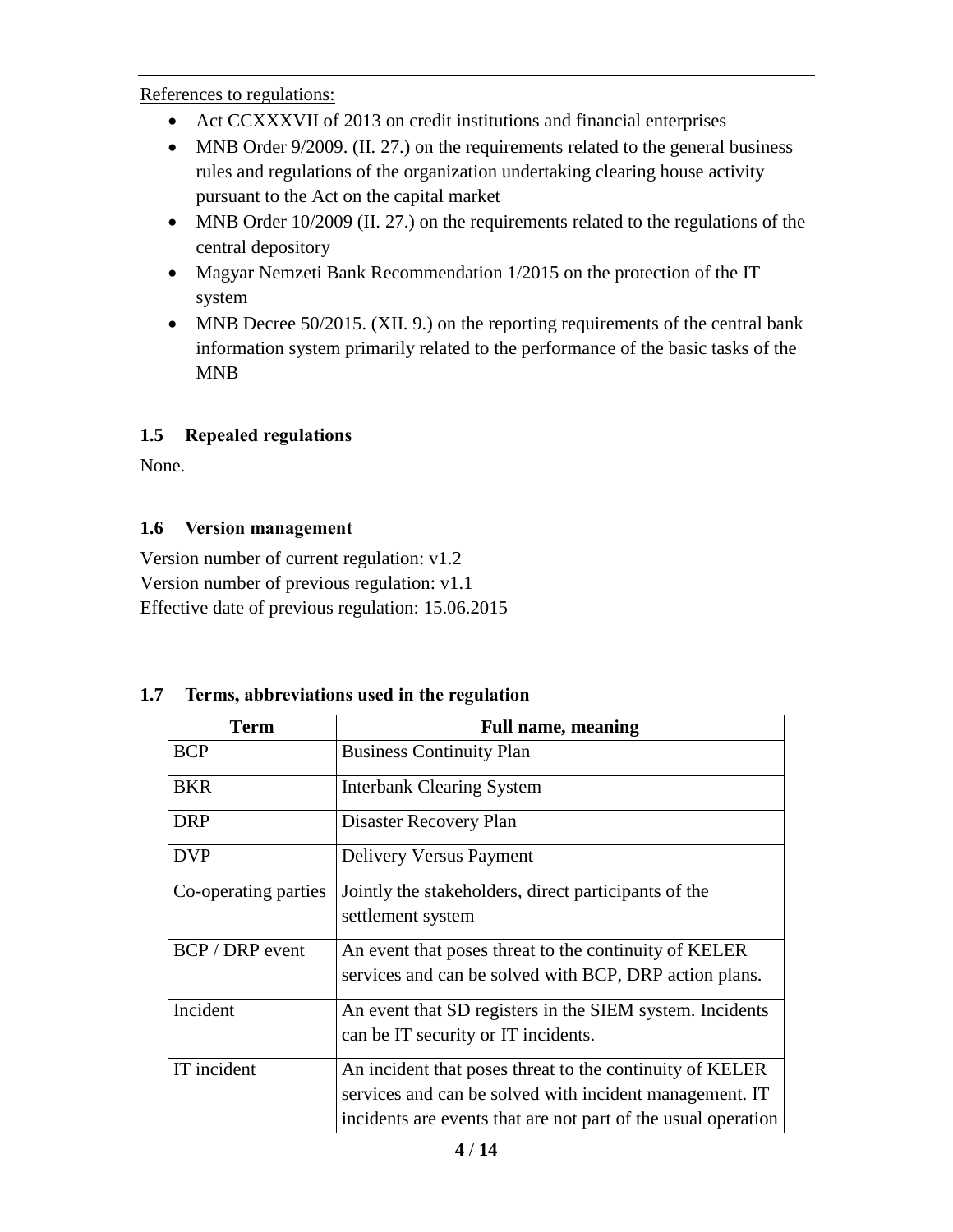References to regulations:

- Act CCXXXVII of 2013 on credit institutions and financial enterprises
- MNB Order 9/2009. (II. 27.) on the requirements related to the general business rules and regulations of the organization undertaking clearing house activity pursuant to the Act on the capital market
- MNB Order 10/2009 (II. 27.) on the requirements related to the regulations of the central depository
- Magyar Nemzeti Bank Recommendation 1/2015 on the protection of the IT system
- MNB Decree 50/2015. (XII. 9.) on the reporting requirements of the central bank information system primarily related to the performance of the basic tasks of the MNB

### 1.5 Repealed regulations

None.

### 1.6 Version management

Version number of current regulation: v1.2
Version number of previous regulation: v1.1
Effective date of previous regulation: 15.06.2015

### 1.7 Terms, abbreviations used in the regulation

| Term | Full name, meaning |
|---|---|
| BCP | Business Continuity Plan |
| BKR | Interbank Clearing System |
| DRP | Disaster Recovery Plan |
| DVP | Delivery Versus Payment |
| Co-operating parties | Jointly the stakeholders, direct participants of the settlement system |
| BCP / DRP event | An event that poses threat to the continuity of KELER services and can be solved with BCP, DRP action plans. |
| Incident | An event that SD registers in the SIEM system. Incidents can be IT security or IT incidents. |
| IT incident | An incident that poses threat to the continuity of KELER services and can be solved with incident management. IT incidents are events that are not part of the usual operation |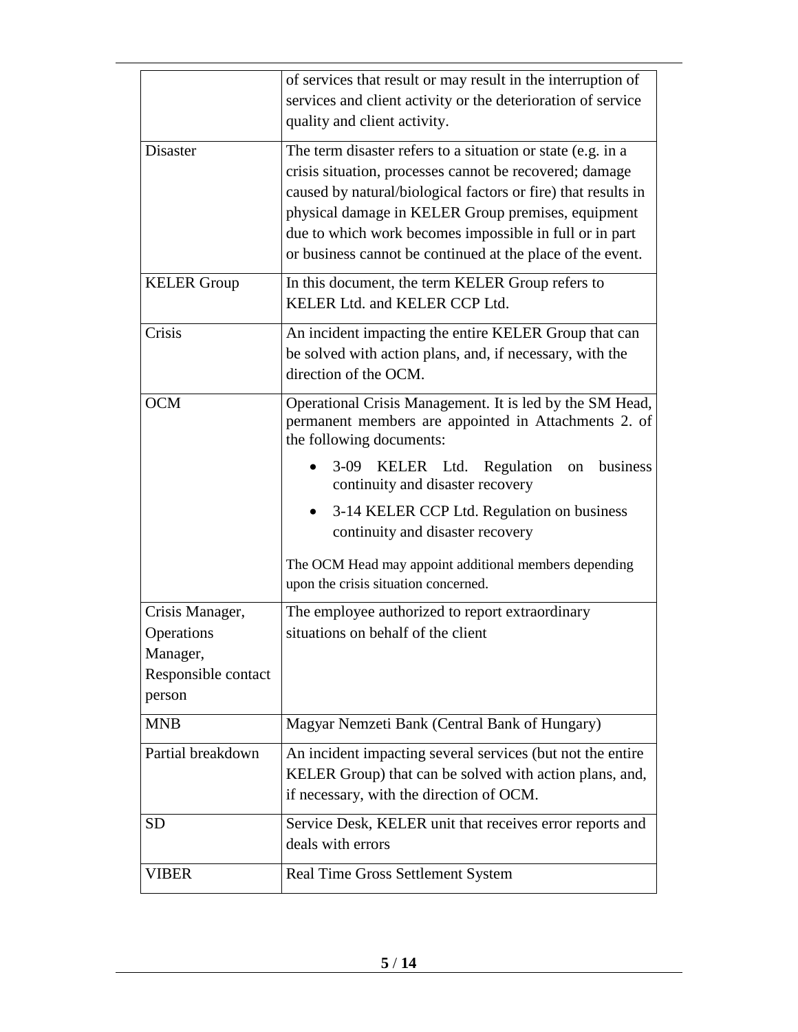| | |
|---|---|
| | of services that result or may result in the interruption of services and client activity or the deterioration of service quality and client activity. |
| Disaster | The term disaster refers to a situation or state (e.g. in a crisis situation, processes cannot be recovered; damage caused by natural/biological factors or fire) that results in physical damage in KELER Group premises, equipment due to which work becomes impossible in full or in part or business cannot be continued at the place of the event. |
| KELER Group | In this document, the term KELER Group refers to KELER Ltd. and KELER CCP Ltd. |
| Crisis | An incident impacting the entire KELER Group that can be solved with action plans, and, if necessary, with the direction of the OCM. |
| OCM | Operational Crisis Management. It is led by the SM Head, permanent members are appointed in Attachments 2. of the following documents:<br>• 3-09 KELER Ltd. Regulation on business continuity and disaster recovery<br>• 3-14 KELER CCP Ltd. Regulation on business continuity and disaster recovery<br><br>The OCM Head may appoint additional members depending upon the crisis situation concerned. |
| Crisis Manager, Operations Manager, Responsible contact person | The employee authorized to report extraordinary situations on behalf of the client |
| MNB | Magyar Nemzeti Bank (Central Bank of Hungary) |
| Partial breakdown | An incident impacting several services (but not the entire KELER Group) that can be solved with action plans, and, if necessary, with the direction of OCM. |
| SD | Service Desk, KELER unit that receives error reports and deals with errors |
| VIBER | Real Time Gross Settlement System |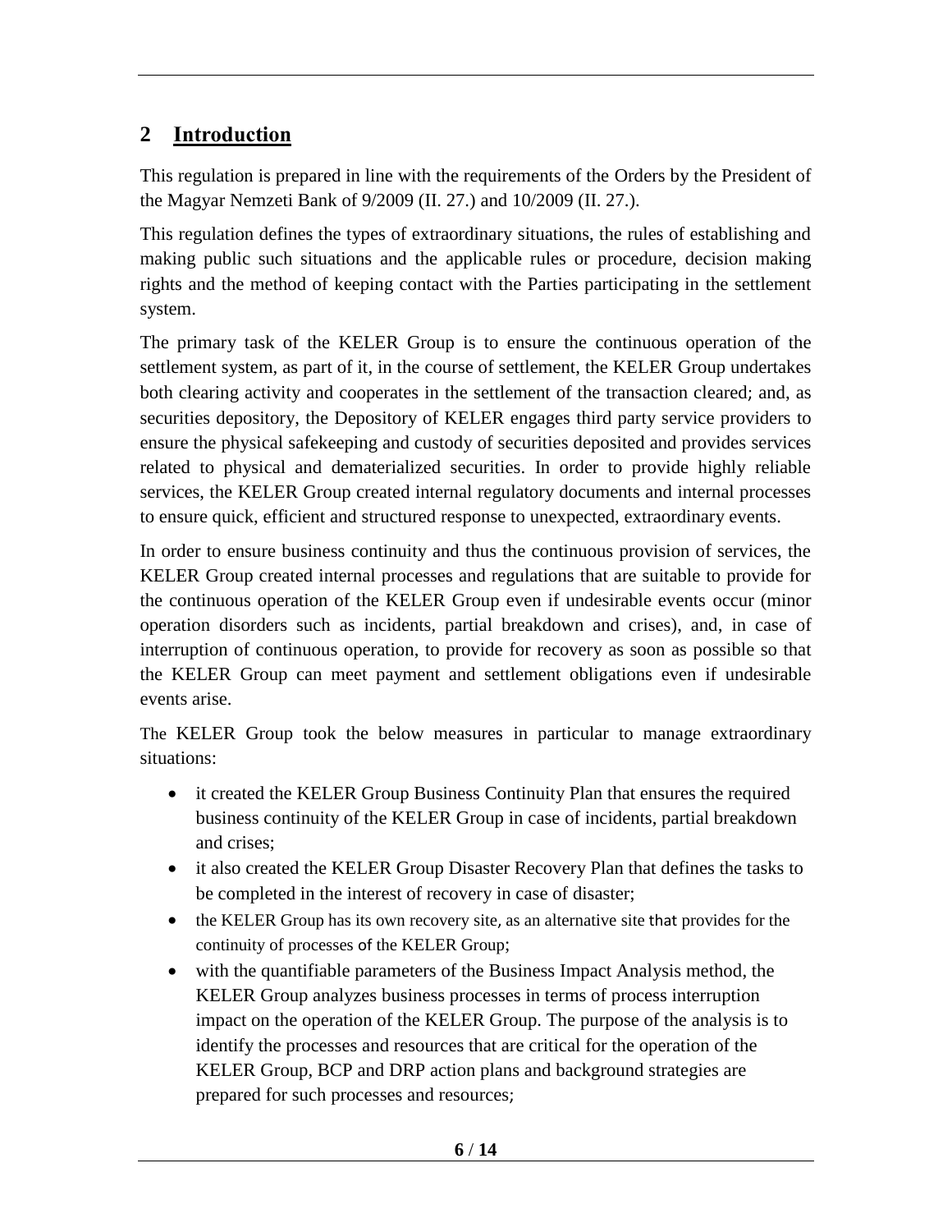# 2 Introduction

This regulation is prepared in line with the requirements of the Orders by the President of the Magyar Nemzeti Bank of 9/2009 (II. 27.) and 10/2009 (II. 27.).

This regulation defines the types of extraordinary situations, the rules of establishing and making public such situations and the applicable rules or procedure, decision making rights and the method of keeping contact with the Parties participating in the settlement system.

The primary task of the KELER Group is to ensure the continuous operation of the settlement system, as part of it, in the course of settlement, the KELER Group undertakes both clearing activity and cooperates in the settlement of the transaction cleared; and, as securities depository, the Depository of KELER engages third party service providers to ensure the physical safekeeping and custody of securities deposited and provides services related to physical and dematerialized securities. In order to provide highly reliable services, the KELER Group created internal regulatory documents and internal processes to ensure quick, efficient and structured response to unexpected, extraordinary events.

In order to ensure business continuity and thus the continuous provision of services, the KELER Group created internal processes and regulations that are suitable to provide for the continuous operation of the KELER Group even if undesirable events occur (minor operation disorders such as incidents, partial breakdown and crises), and, in case of interruption of continuous operation, to provide for recovery as soon as possible so that the KELER Group can meet payment and settlement obligations even if undesirable events arise.

The KELER Group took the below measures in particular to manage extraordinary situations:

- it created the KELER Group Business Continuity Plan that ensures the required business continuity of the KELER Group in case of incidents, partial breakdown and crises;
- it also created the KELER Group Disaster Recovery Plan that defines the tasks to be completed in the interest of recovery in case of disaster;
- the KELER Group has its own recovery site, as an alternative site that provides for the continuity of processes of the KELER Group;
- with the quantifiable parameters of the Business Impact Analysis method, the KELER Group analyzes business processes in terms of process interruption impact on the operation of the KELER Group. The purpose of the analysis is to identify the processes and resources that are critical for the operation of the KELER Group, BCP and DRP action plans and background strategies are prepared for such processes and resources;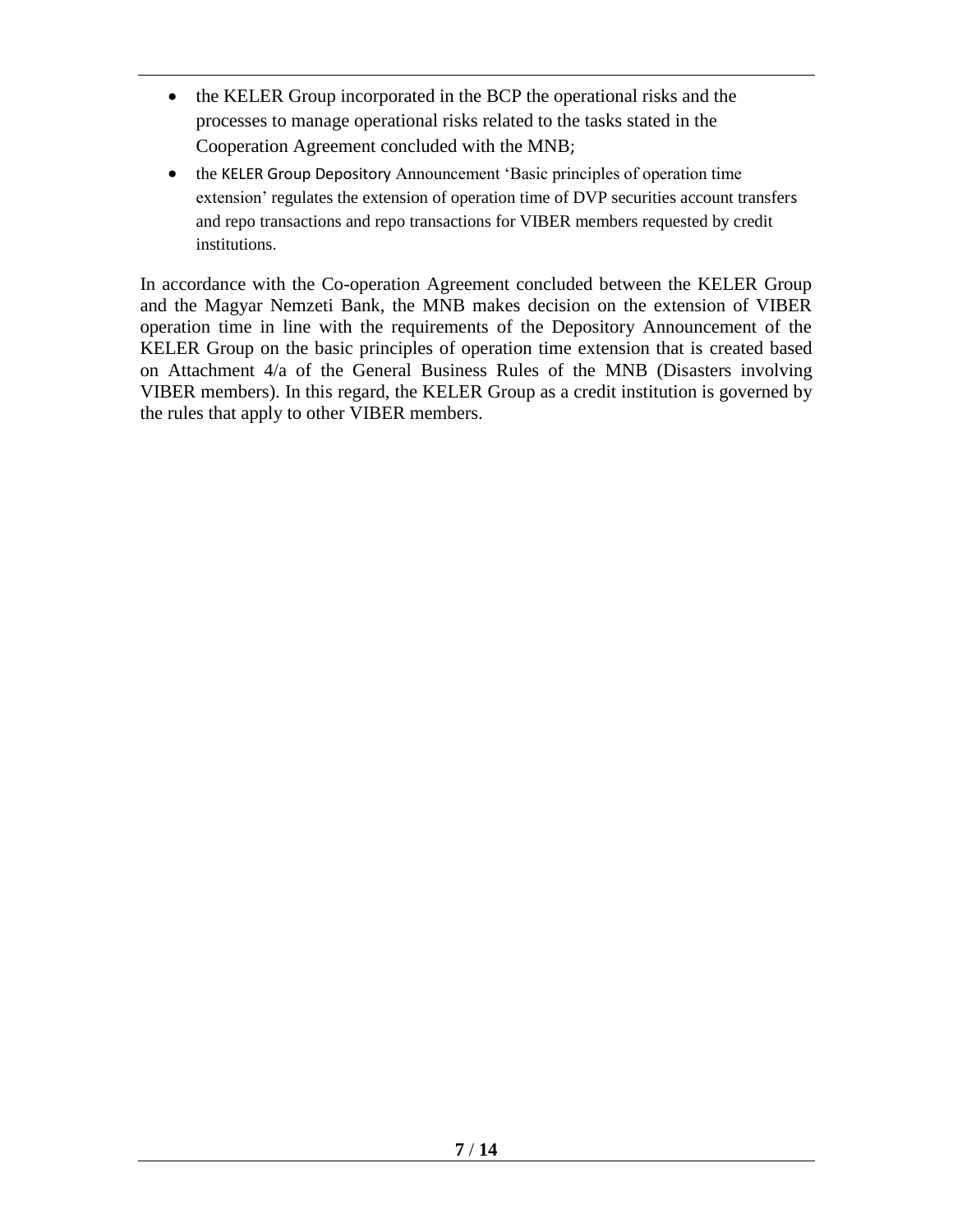- the KELER Group incorporated in the BCP the operational risks and the processes to manage operational risks related to the tasks stated in the Cooperation Agreement concluded with the MNB;
- the KELER Group Depository Announcement 'Basic principles of operation time extension' regulates the extension of operation time of DVP securities account transfers and repo transactions and repo transactions for VIBER members requested by credit institutions.

In accordance with the Co-operation Agreement concluded between the KELER Group and the Magyar Nemzeti Bank, the MNB makes decision on the extension of VIBER operation time in line with the requirements of the Depository Announcement of the KELER Group on the basic principles of operation time extension that is created based on Attachment 4/a of the General Business Rules of the MNB (Disasters involving VIBER members). In this regard, the KELER Group as a credit institution is governed by the rules that apply to other VIBER members.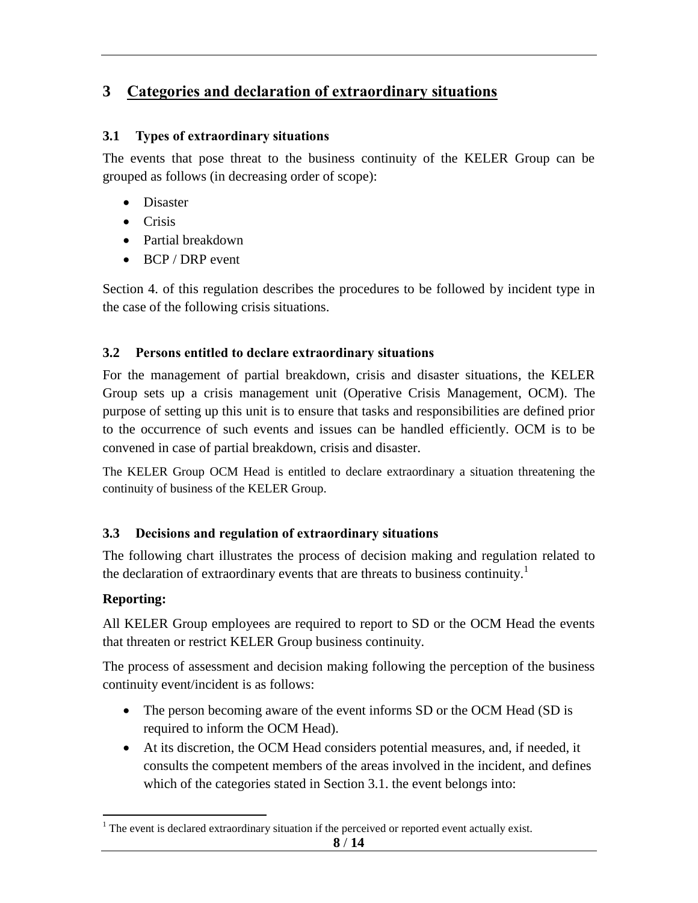# 3 Categories and declaration of extraordinary situations

## 3.1 Types of extraordinary situations

The events that pose threat to the business continuity of the KELER Group can be grouped as follows (in decreasing order of scope):

- Disaster
- Crisis
- Partial breakdown
- BCP / DRP event

Section 4. of this regulation describes the procedures to be followed by incident type in the case of the following crisis situations.

## 3.2 Persons entitled to declare extraordinary situations

For the management of partial breakdown, crisis and disaster situations, the KELER Group sets up a crisis management unit (Operative Crisis Management, OCM). The purpose of setting up this unit is to ensure that tasks and responsibilities are defined prior to the occurrence of such events and issues can be handled efficiently. OCM is to be convened in case of partial breakdown, crisis and disaster.

The KELER Group OCM Head is entitled to declare extraordinary a situation threatening the continuity of business of the KELER Group.

## 3.3 Decisions and regulation of extraordinary situations

The following chart illustrates the process of decision making and regulation related to the declaration of extraordinary events that are threats to business continuity.[1]

**Reporting:**

All KELER Group employees are required to report to SD or the OCM Head the events that threaten or restrict KELER Group business continuity.

The process of assessment and decision making following the perception of the business continuity event/incident is as follows:

- The person becoming aware of the event informs SD or the OCM Head (SD is required to inform the OCM Head).
- At its discretion, the OCM Head considers potential measures, and, if needed, it consults the competent members of the areas involved in the incident, and defines which of the categories stated in Section 3.1. the event belongs into:

[1] The event is declared extraordinary situation if the perceived or reported event actually exist.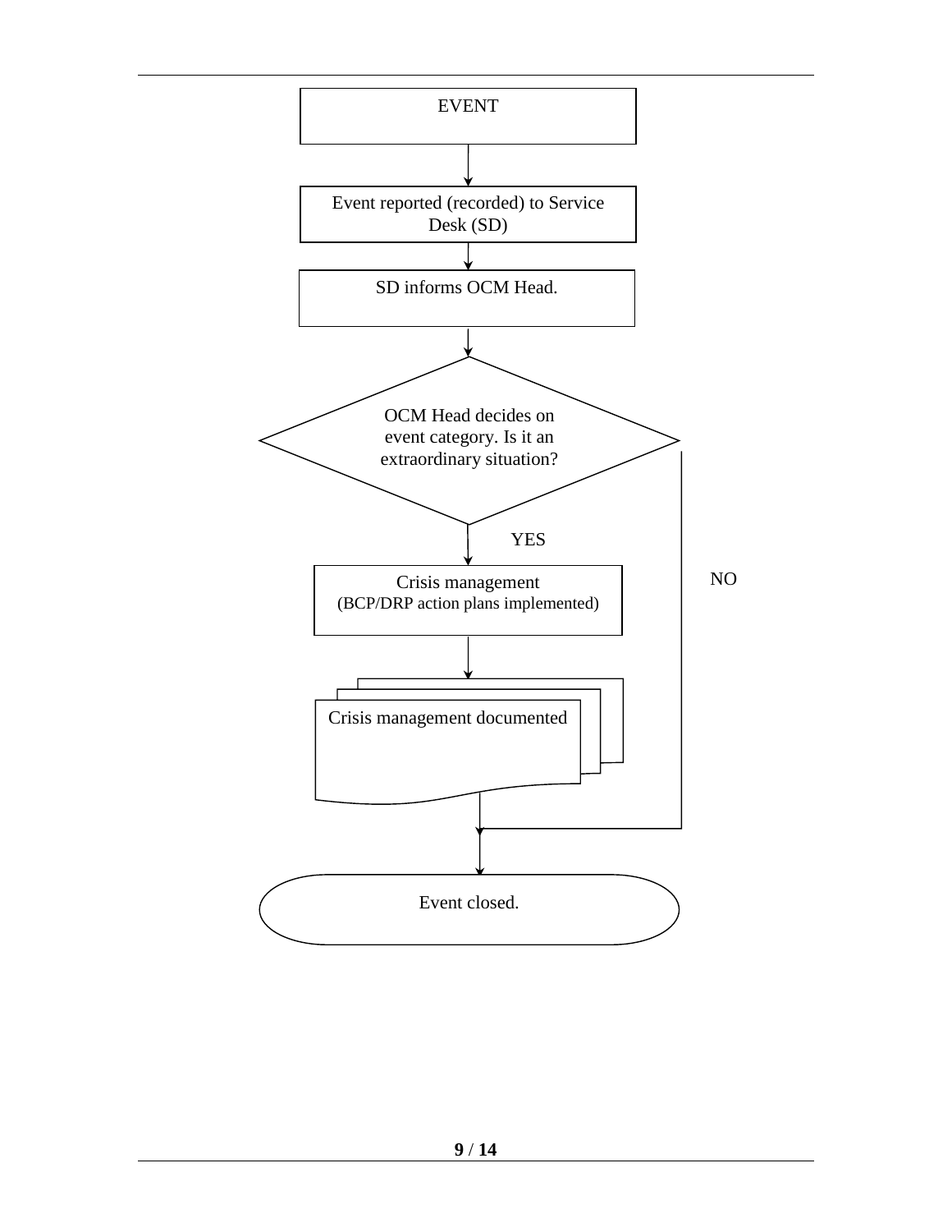EVENT

Event reported (recorded) to Service Desk (SD)

SD informs OCM Head.

OCM Head decides on event category. Is it an extraordinary situation?

YES

Crisis management
(BCP/DRP action plans implemented)

NO

Crisis management documented

Event closed.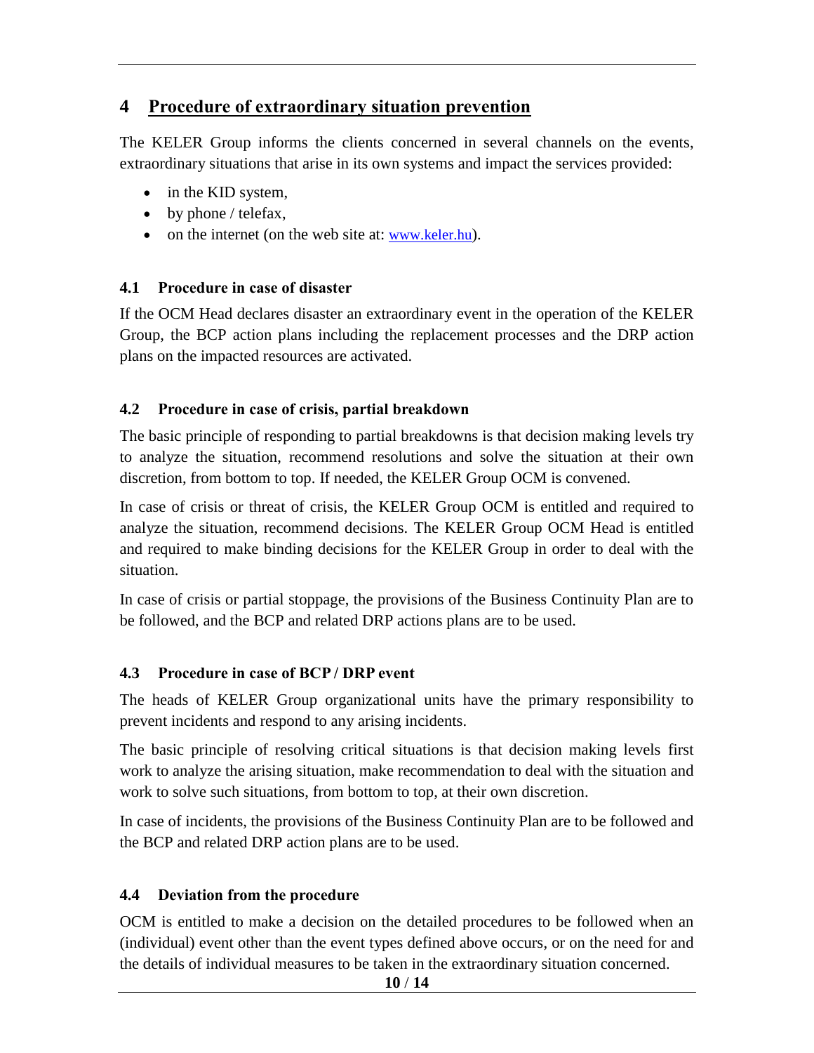# 4 Procedure of extraordinary situation prevention

The KELER Group informs the clients concerned in several channels on the events, extraordinary situations that arise in its own systems and impact the services provided:

- in the KID system,
- by phone / telefax,
- on the internet (on the web site at: www.keler.hu).

## 4.1 Procedure in case of disaster

If the OCM Head declares disaster an extraordinary event in the operation of the KELER Group, the BCP action plans including the replacement processes and the DRP action plans on the impacted resources are activated.

## 4.2 Procedure in case of crisis, partial breakdown

The basic principle of responding to partial breakdowns is that decision making levels try to analyze the situation, recommend resolutions and solve the situation at their own discretion, from bottom to top. If needed, the KELER Group OCM is convened.

In case of crisis or threat of crisis, the KELER Group OCM is entitled and required to analyze the situation, recommend decisions. The KELER Group OCM Head is entitled and required to make binding decisions for the KELER Group in order to deal with the situation.

In case of crisis or partial stoppage, the provisions of the Business Continuity Plan are to be followed, and the BCP and related DRP actions plans are to be used.

## 4.3 Procedure in case of BCP / DRP event

The heads of KELER Group organizational units have the primary responsibility to prevent incidents and respond to any arising incidents.

The basic principle of resolving critical situations is that decision making levels first work to analyze the arising situation, make recommendation to deal with the situation and work to solve such situations, from bottom to top, at their own discretion.

In case of incidents, the provisions of the Business Continuity Plan are to be followed and the BCP and related DRP action plans are to be used.

## 4.4 Deviation from the procedure

OCM is entitled to make a decision on the detailed procedures to be followed when an (individual) event other than the event types defined above occurs, or on the need for and the details of individual measures to be taken in the extraordinary situation concerned.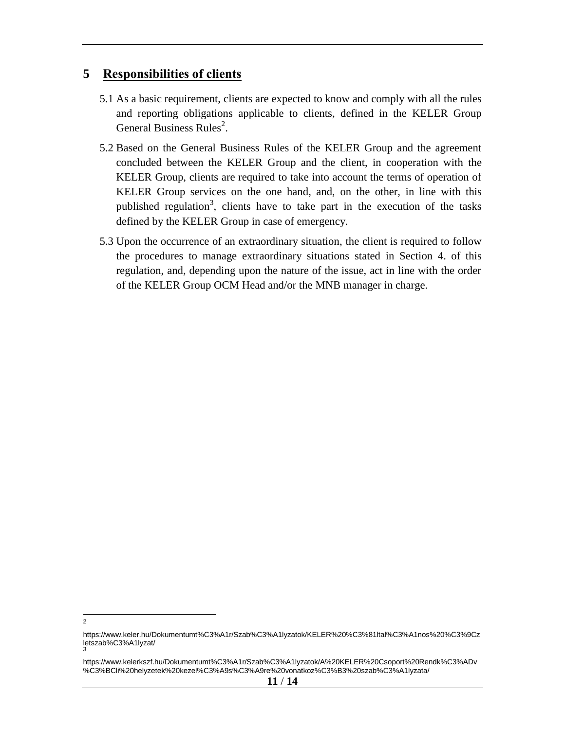# 5 Responsibilities of clients

5.1 As a basic requirement, clients are expected to know and comply with all the rules and reporting obligations applicable to clients, defined in the KELER Group General Business Rules[2].

5.2 Based on the General Business Rules of the KELER Group and the agreement concluded between the KELER Group and the client, in cooperation with the KELER Group, clients are required to take into account the terms of operation of KELER Group services on the one hand, and, on the other, in line with this published regulation[3], clients have to take part in the execution of the tasks defined by the KELER Group in case of emergency.

5.3 Upon the occurrence of an extraordinary situation, the client is required to follow the procedures to manage extraordinary situations stated in Section 4. of this regulation, and, depending upon the nature of the issue, act in line with the order of the KELER Group OCM Head and/or the MNB manager in charge.

---

[2] https://www.keler.hu/Dokumentumt%C3%A1r/Szab%C3%A1lyzatok/KELER%20%C3%81ltal%C3%A1nos%20%C3%9Czletszab%C3%A1lyzat/

[3] https://www.kelerkszf.hu/Dokumentumt%C3%A1r/Szab%C3%A1lyzatok/A%20KELER%20Csoport%20Rendk%C3%ADv%C3%BCli%20helyzetek%20kezel%C3%A9s%C3%A9re%20vonatkoz%C3%B3%20szab%C3%A1lyzata/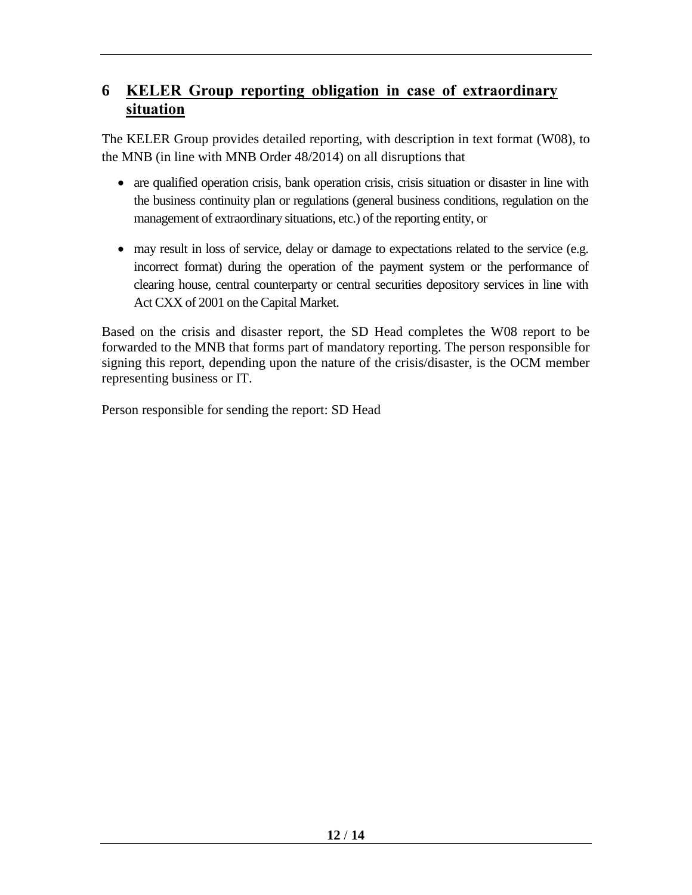# 6 KELER Group reporting obligation in case of extraordinary situation

The KELER Group provides detailed reporting, with description in text format (W08), to the MNB (in line with MNB Order 48/2014) on all disruptions that

- are qualified operation crisis, bank operation crisis, crisis situation or disaster in line with the business continuity plan or regulations (general business conditions, regulation on the management of extraordinary situations, etc.) of the reporting entity, or
- may result in loss of service, delay or damage to expectations related to the service (e.g. incorrect format) during the operation of the payment system or the performance of clearing house, central counterparty or central securities depository services in line with Act CXX of 2001 on the Capital Market.

Based on the crisis and disaster report, the SD Head completes the W08 report to be forwarded to the MNB that forms part of mandatory reporting. The person responsible for signing this report, depending upon the nature of the crisis/disaster, is the OCM member representing business or IT.

Person responsible for sending the report: SD Head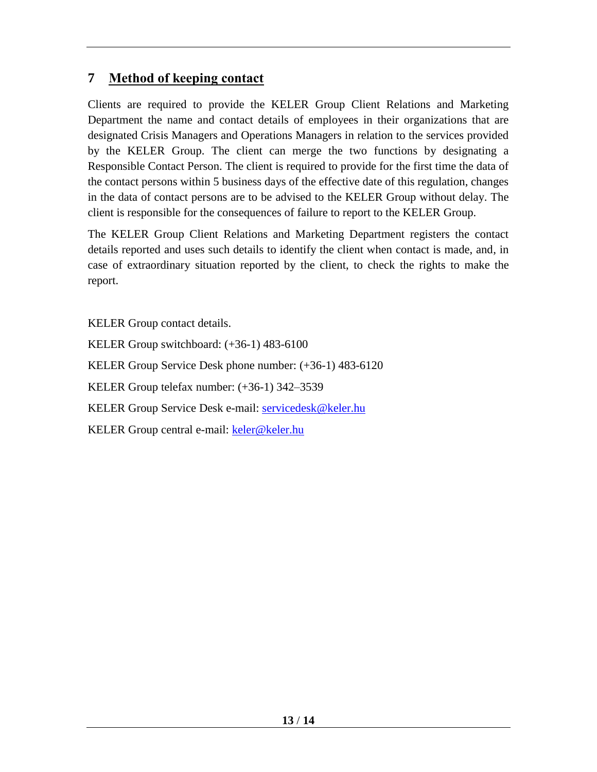# 7 Method of keeping contact

Clients are required to provide the KELER Group Client Relations and Marketing Department the name and contact details of employees in their organizations that are designated Crisis Managers and Operations Managers in relation to the services provided by the KELER Group. The client can merge the two functions by designating a Responsible Contact Person. The client is required to provide for the first time the data of the contact persons within 5 business days of the effective date of this regulation, changes in the data of contact persons are to be advised to the KELER Group without delay. The client is responsible for the consequences of failure to report to the KELER Group.

The KELER Group Client Relations and Marketing Department registers the contact details reported and uses such details to identify the client when contact is made, and, in case of extraordinary situation reported by the client, to check the rights to make the report.

KELER Group contact details.

KELER Group switchboard: (+36-1) 483-6100

KELER Group Service Desk phone number: (+36-1) 483-6120

KELER Group telefax number: (+36-1) 342–3539

KELER Group Service Desk e-mail: servicedesk@keler.hu

KELER Group central e-mail: keler@keler.hu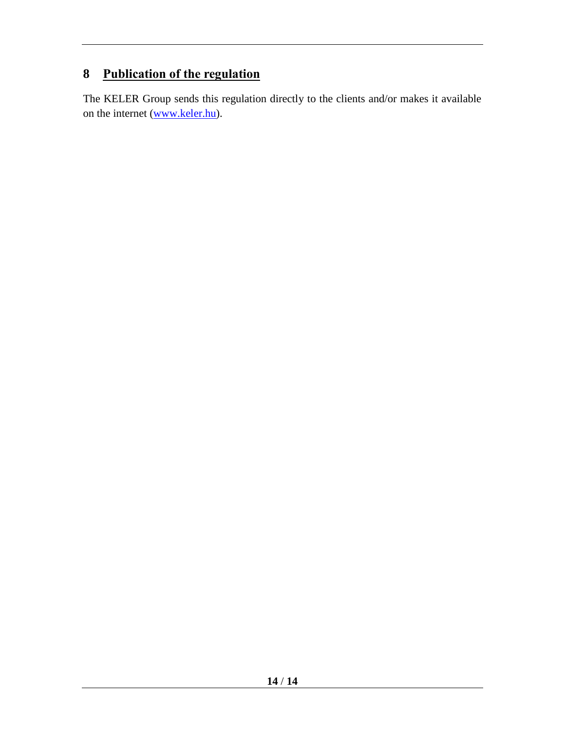## 8 Publication of the regulation

The KELER Group sends this regulation directly to the clients and/or makes it available on the internet (www.keler.hu).